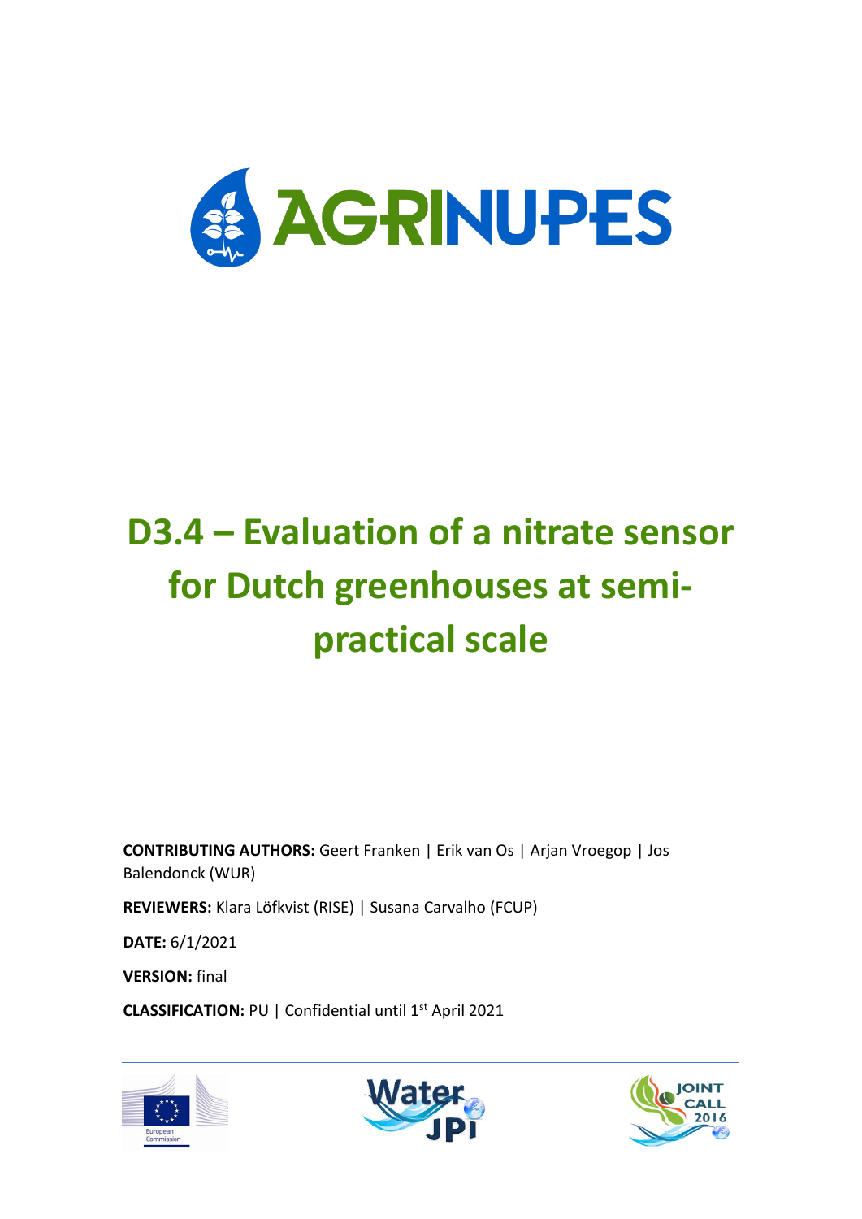AGRINUPES

# D3.4 – Evaluation of a nitrate sensor for Dutch greenhouses at semi-practical scale

**CONTRIBUTING AUTHORS:** Geert Franken | Erik van Os | Arjan Vroegop | Jos Balendonck (WUR)

**REVIEWERS:** Klara Löfkvist (RISE) | Susana Carvalho (FCUP)

**DATE:** 6/1/2021

**VERSION:** final

**CLASSIFICATION:** PU | Confidential until 1st April 2021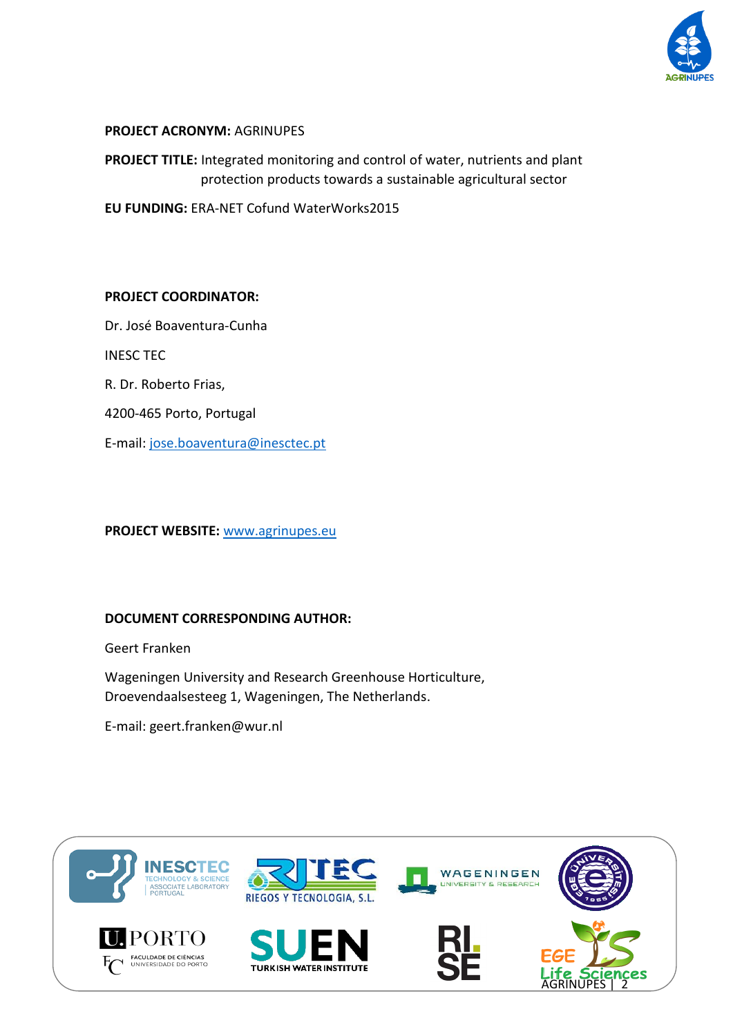**PROJECT ACRONYM:** AGRINUPES

**PROJECT TITLE:** Integrated monitoring and control of water, nutrients and plant protection products towards a sustainable agricultural sector

**EU FUNDING:** ERA-NET Cofund WaterWorks2015

**PROJECT COORDINATOR:**

Dr. José Boaventura-Cunha

INESC TEC

R. Dr. Roberto Frias,

4200-465 Porto, Portugal

E-mail: jose.boaventura@inesctec.pt

**PROJECT WEBSITE:** www.agrinupes.eu

**DOCUMENT CORRESPONDING AUTHOR:**

Geert Franken

Wageningen University and Research Greenhouse Horticulture, Droevendaalsesteeg 1, Wageningen, The Netherlands.

E-mail: geert.franken@wur.nl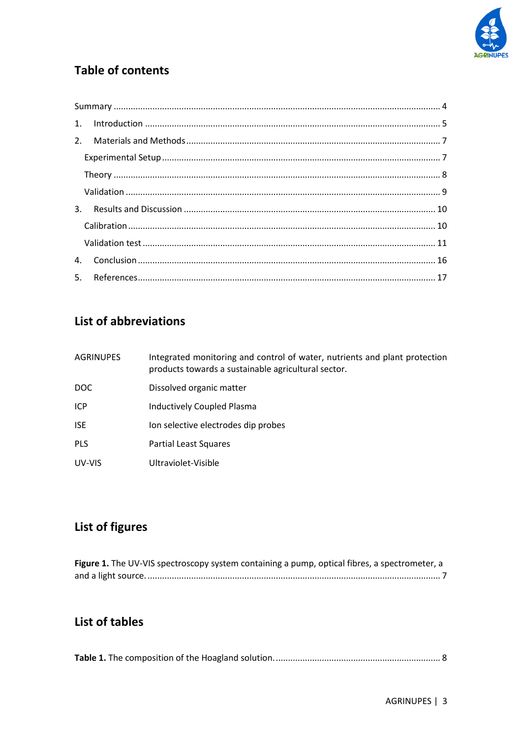## Table of contents

Summary ..... 4

1. Introduction ..... 5
2. Materials and Methods ..... 7
   - Experimental Setup ..... 7
   - Theory ..... 8
   - Validation ..... 9
3. Results and Discussion ..... 10
   - Calibration ..... 10
   - Validation test ..... 11
4. Conclusion ..... 16
5. References ..... 17

## List of abbreviations

| | |
|---|---|
| AGRINUPES | Integrated monitoring and control of water, nutrients and plant protection products towards a sustainable agricultural sector. |
| DOC | Dissolved organic matter |
| ICP | Inductively Coupled Plasma |
| ISE | Ion selective electrodes dip probes |
| PLS | Partial Least Squares |
| UV-VIS | Ultraviolet-Visible |

## List of figures

**Figure 1.** The UV-VIS spectroscopy system containing a pump, optical fibres, a spectrometer, a and a light source. ..... 7

## List of tables

**Table 1.** The composition of the Hoagland solution. ..... 8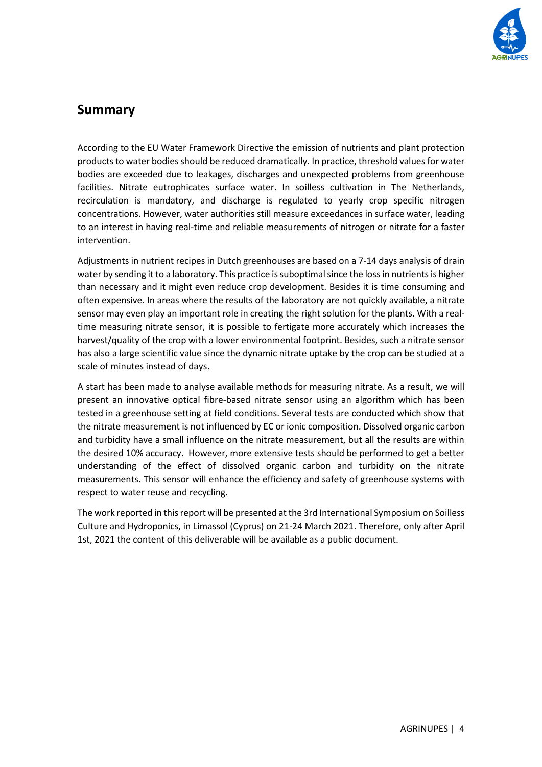## Summary

According to the EU Water Framework Directive the emission of nutrients and plant protection products to water bodies should be reduced dramatically. In practice, threshold values for water bodies are exceeded due to leakages, discharges and unexpected problems from greenhouse facilities. Nitrate eutrophicates surface water. In soilless cultivation in The Netherlands, recirculation is mandatory, and discharge is regulated to yearly crop specific nitrogen concentrations. However, water authorities still measure exceedances in surface water, leading to an interest in having real-time and reliable measurements of nitrogen or nitrate for a faster intervention.

Adjustments in nutrient recipes in Dutch greenhouses are based on a 7-14 days analysis of drain water by sending it to a laboratory. This practice is suboptimal since the loss in nutrients is higher than necessary and it might even reduce crop development. Besides it is time consuming and often expensive. In areas where the results of the laboratory are not quickly available, a nitrate sensor may even play an important role in creating the right solution for the plants. With a real-time measuring nitrate sensor, it is possible to fertigate more accurately which increases the harvest/quality of the crop with a lower environmental footprint. Besides, such a nitrate sensor has also a large scientific value since the dynamic nitrate uptake by the crop can be studied at a scale of minutes instead of days.

A start has been made to analyse available methods for measuring nitrate. As a result, we will present an innovative optical fibre-based nitrate sensor using an algorithm which has been tested in a greenhouse setting at field conditions. Several tests are conducted which show that the nitrate measurement is not influenced by EC or ionic composition. Dissolved organic carbon and turbidity have a small influence on the nitrate measurement, but all the results are within the desired 10% accuracy. However, more extensive tests should be performed to get a better understanding of the effect of dissolved organic carbon and turbidity on the nitrate measurements. This sensor will enhance the efficiency and safety of greenhouse systems with respect to water reuse and recycling.

The work reported in this report will be presented at the 3rd International Symposium on Soilless Culture and Hydroponics, in Limassol (Cyprus) on 21-24 March 2021. Therefore, only after April 1st, 2021 the content of this deliverable will be available as a public document.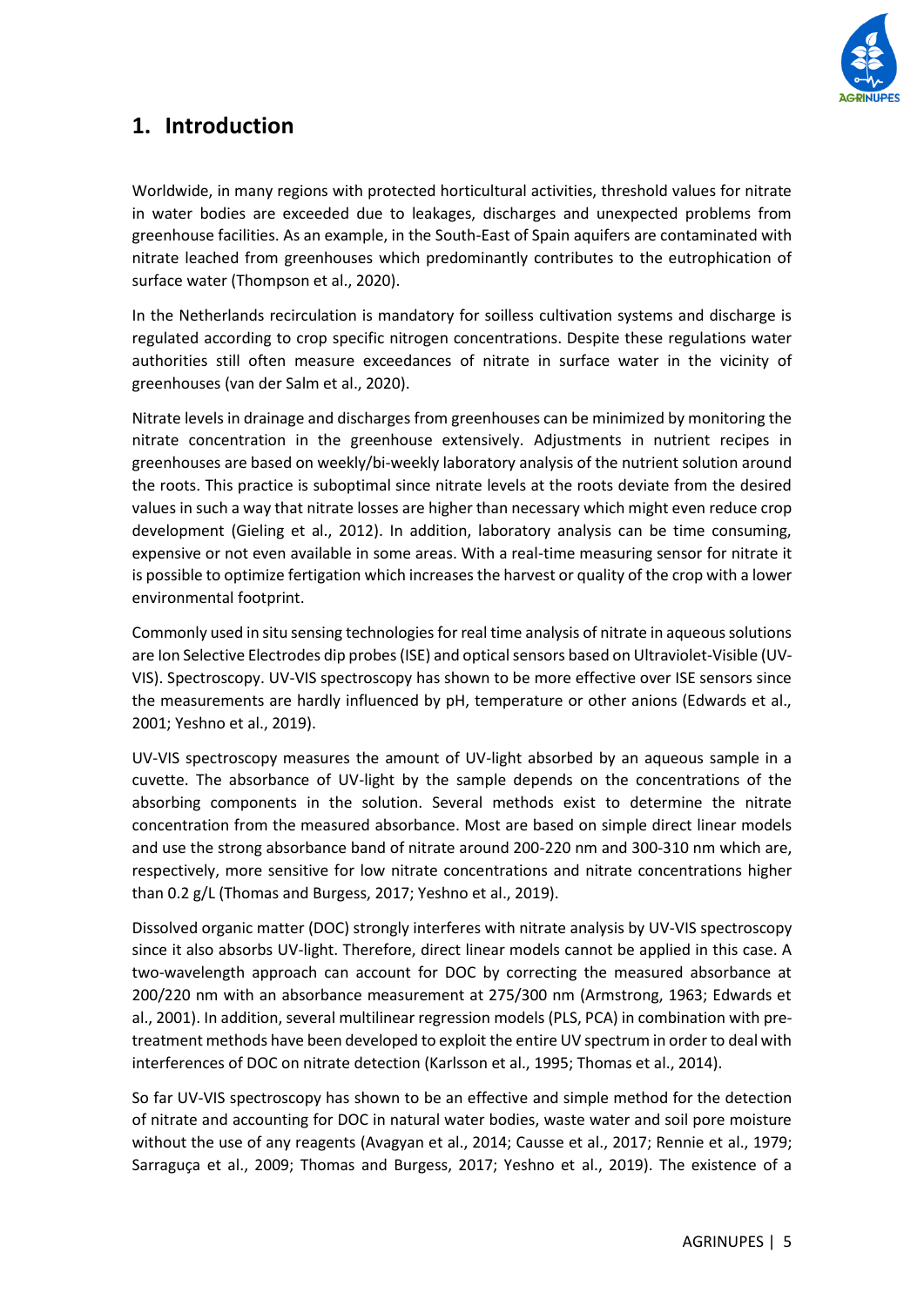# 1. Introduction

Worldwide, in many regions with protected horticultural activities, threshold values for nitrate in water bodies are exceeded due to leakages, discharges and unexpected problems from greenhouse facilities. As an example, in the South-East of Spain aquifers are contaminated with nitrate leached from greenhouses which predominantly contributes to the eutrophication of surface water (Thompson et al., 2020).

In the Netherlands recirculation is mandatory for soilless cultivation systems and discharge is regulated according to crop specific nitrogen concentrations. Despite these regulations water authorities still often measure exceedances of nitrate in surface water in the vicinity of greenhouses (van der Salm et al., 2020).

Nitrate levels in drainage and discharges from greenhouses can be minimized by monitoring the nitrate concentration in the greenhouse extensively. Adjustments in nutrient recipes in greenhouses are based on weekly/bi-weekly laboratory analysis of the nutrient solution around the roots. This practice is suboptimal since nitrate levels at the roots deviate from the desired values in such a way that nitrate losses are higher than necessary which might even reduce crop development (Gieling et al., 2012). In addition, laboratory analysis can be time consuming, expensive or not even available in some areas. With a real-time measuring sensor for nitrate it is possible to optimize fertigation which increases the harvest or quality of the crop with a lower environmental footprint.

Commonly used in situ sensing technologies for real time analysis of nitrate in aqueous solutions are Ion Selective Electrodes dip probes (ISE) and optical sensors based on Ultraviolet-Visible (UV-VIS). Spectroscopy. UV-VIS spectroscopy has shown to be more effective over ISE sensors since the measurements are hardly influenced by pH, temperature or other anions (Edwards et al., 2001; Yeshno et al., 2019).

UV-VIS spectroscopy measures the amount of UV-light absorbed by an aqueous sample in a cuvette. The absorbance of UV-light by the sample depends on the concentrations of the absorbing components in the solution. Several methods exist to determine the nitrate concentration from the measured absorbance. Most are based on simple direct linear models and use the strong absorbance band of nitrate around 200-220 nm and 300-310 nm which are, respectively, more sensitive for low nitrate concentrations and nitrate concentrations higher than 0.2 g/L (Thomas and Burgess, 2017; Yeshno et al., 2019).

Dissolved organic matter (DOC) strongly interferes with nitrate analysis by UV-VIS spectroscopy since it also absorbs UV-light. Therefore, direct linear models cannot be applied in this case. A two-wavelength approach can account for DOC by correcting the measured absorbance at 200/220 nm with an absorbance measurement at 275/300 nm (Armstrong, 1963; Edwards et al., 2001). In addition, several multilinear regression models (PLS, PCA) in combination with pre-treatment methods have been developed to exploit the entire UV spectrum in order to deal with interferences of DOC on nitrate detection (Karlsson et al., 1995; Thomas et al., 2014).

So far UV-VIS spectroscopy has shown to be an effective and simple method for the detection of nitrate and accounting for DOC in natural water bodies, waste water and soil pore moisture without the use of any reagents (Avagyan et al., 2014; Causse et al., 2017; Rennie et al., 1979; Sarraguça et al., 2009; Thomas and Burgess, 2017; Yeshno et al., 2019). The existence of a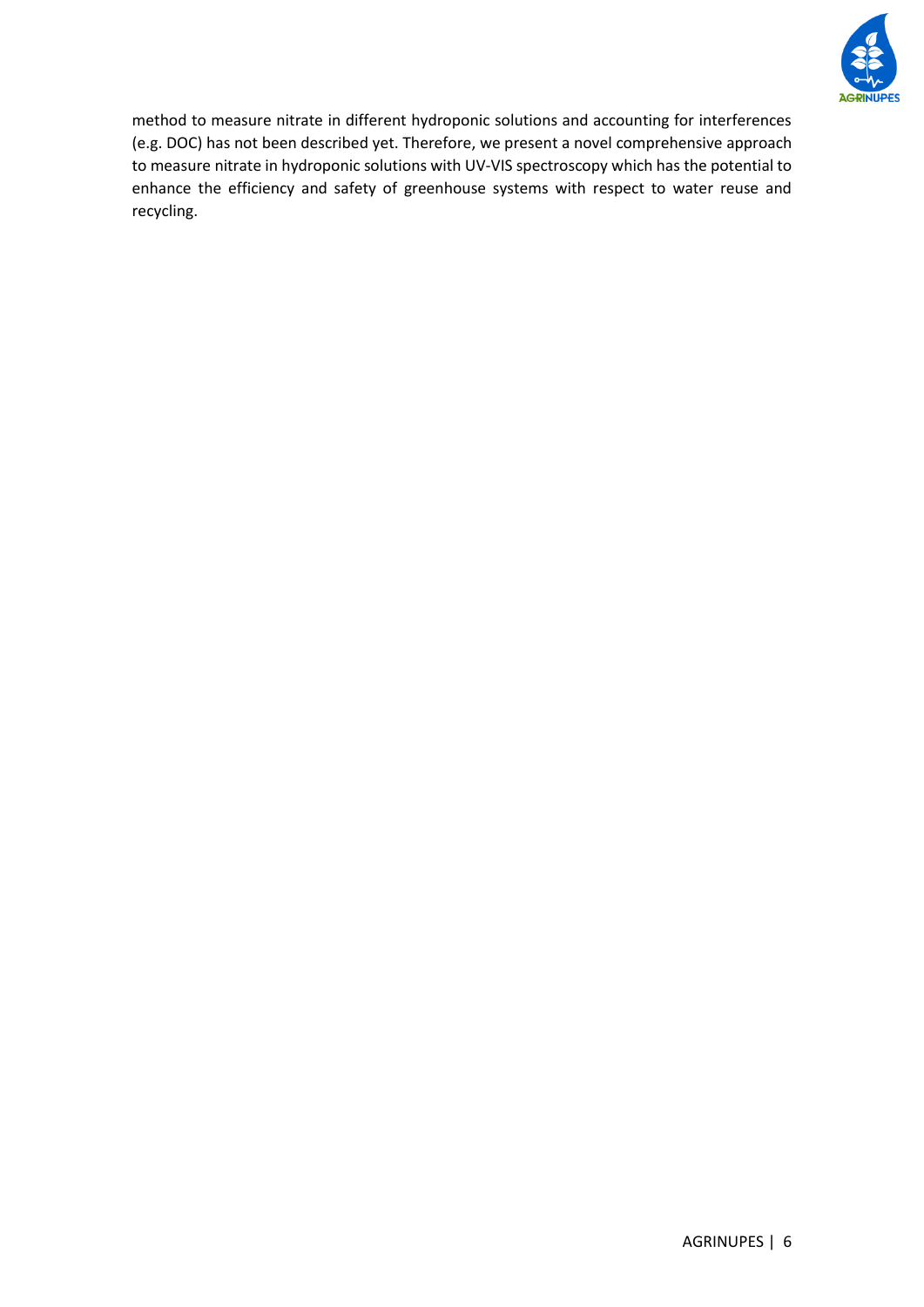method to measure nitrate in different hydroponic solutions and accounting for interferences (e.g. DOC) has not been described yet. Therefore, we present a novel comprehensive approach to measure nitrate in hydroponic solutions with UV-VIS spectroscopy which has the potential to enhance the efficiency and safety of greenhouse systems with respect to water reuse and recycling.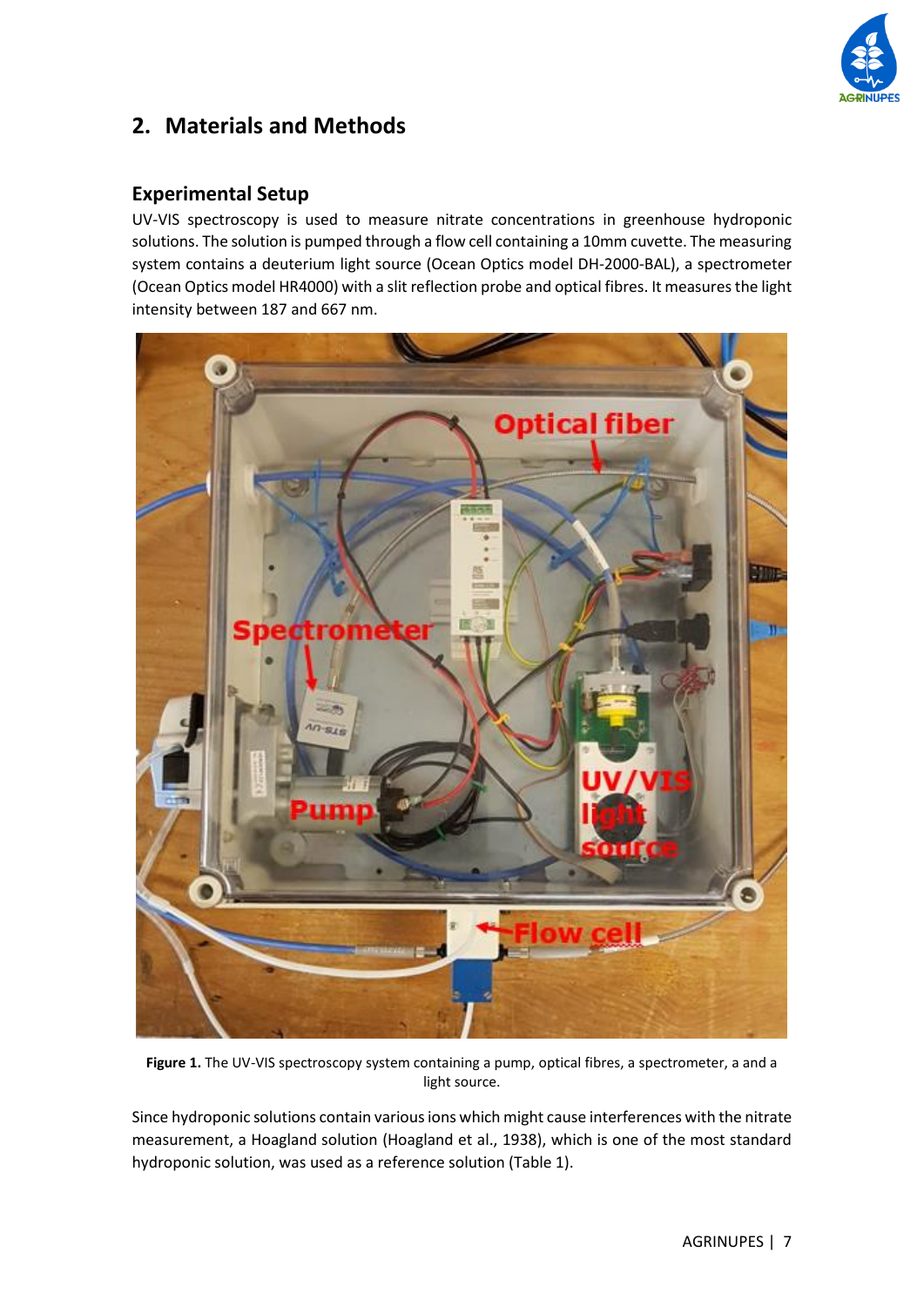## 2. Materials and Methods

### Experimental Setup

UV-VIS spectroscopy is used to measure nitrate concentrations in greenhouse hydroponic solutions. The solution is pumped through a flow cell containing a 10mm cuvette. The measuring system contains a deuterium light source (Ocean Optics model DH-2000-BAL), a spectrometer (Ocean Optics model HR4000) with a slit reflection probe and optical fibres. It measures the light intensity between 187 and 667 nm.

**Figure 1.** The UV-VIS spectroscopy system containing a pump, optical fibres, a spectrometer, a and a light source.

Since hydroponic solutions contain various ions which might cause interferences with the nitrate measurement, a Hoagland solution (Hoagland et al., 1938), which is one of the most standard hydroponic solution, was used as a reference solution (Table 1).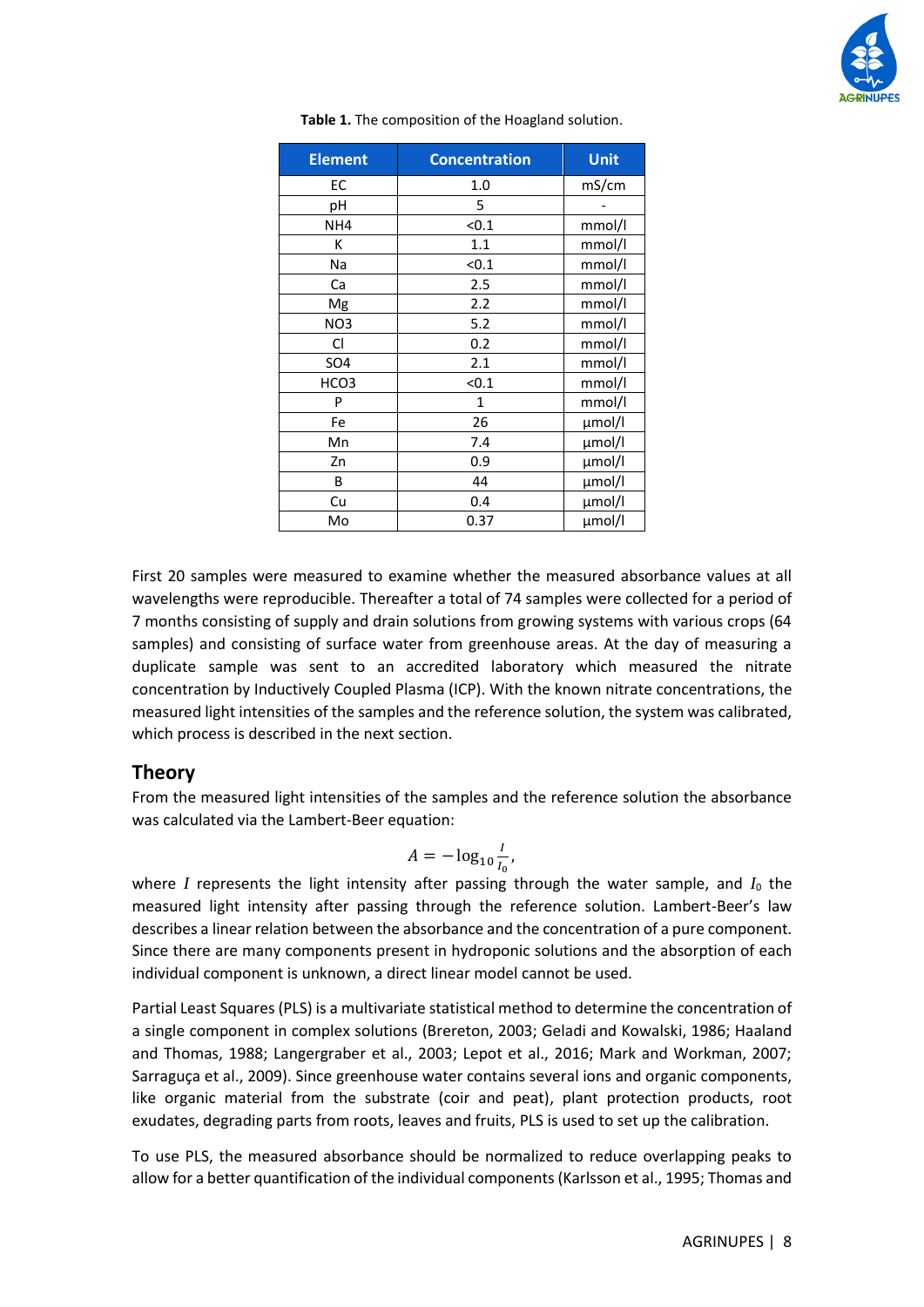**Table 1.** The composition of the Hoagland solution.

| Element | Concentration | Unit |
|---|---|---|
| EC | 1.0 | mS/cm |
| pH | 5 | - |
| NH4 | <0.1 | mmol/l |
| K | 1.1 | mmol/l |
| Na | <0.1 | mmol/l |
| Ca | 2.5 | mmol/l |
| Mg | 2.2 | mmol/l |
| NO3 | 5.2 | mmol/l |
| Cl | 0.2 | mmol/l |
| SO4 | 2.1 | mmol/l |
| HCO3 | <0.1 | mmol/l |
| P | 1 | mmol/l |
| Fe | 26 | µmol/l |
| Mn | 7.4 | µmol/l |
| Zn | 0.9 | µmol/l |
| B | 44 | µmol/l |
| Cu | 0.4 | µmol/l |
| Mo | 0.37 | µmol/l |

First 20 samples were measured to examine whether the measured absorbance values at all wavelengths were reproducible. Thereafter a total of 74 samples were collected for a period of 7 months consisting of supply and drain solutions from growing systems with various crops (64 samples) and consisting of surface water from greenhouse areas. At the day of measuring a duplicate sample was sent to an accredited laboratory which measured the nitrate concentration by Inductively Coupled Plasma (ICP). With the known nitrate concentrations, the measured light intensities of the samples and the reference solution, the system was calibrated, which process is described in the next section.

## Theory

From the measured light intensities of the samples and the reference solution the absorbance was calculated via the Lambert-Beer equation:

$$A = -\log_{10}\frac{I}{I_0},$$

where $I$ represents the light intensity after passing through the water sample, and $I_0$ the measured light intensity after passing through the reference solution. Lambert-Beer's law describes a linear relation between the absorbance and the concentration of a pure component. Since there are many components present in hydroponic solutions and the absorption of each individual component is unknown, a direct linear model cannot be used.

Partial Least Squares (PLS) is a multivariate statistical method to determine the concentration of a single component in complex solutions (Brereton, 2003; Geladi and Kowalski, 1986; Haaland and Thomas, 1988; Langergraber et al., 2003; Lepot et al., 2016; Mark and Workman, 2007; Sarraguça et al., 2009). Since greenhouse water contains several ions and organic components, like organic material from the substrate (coir and peat), plant protection products, root exudates, degrading parts from roots, leaves and fruits, PLS is used to set up the calibration.

To use PLS, the measured absorbance should be normalized to reduce overlapping peaks to allow for a better quantification of the individual components (Karlsson et al., 1995; Thomas and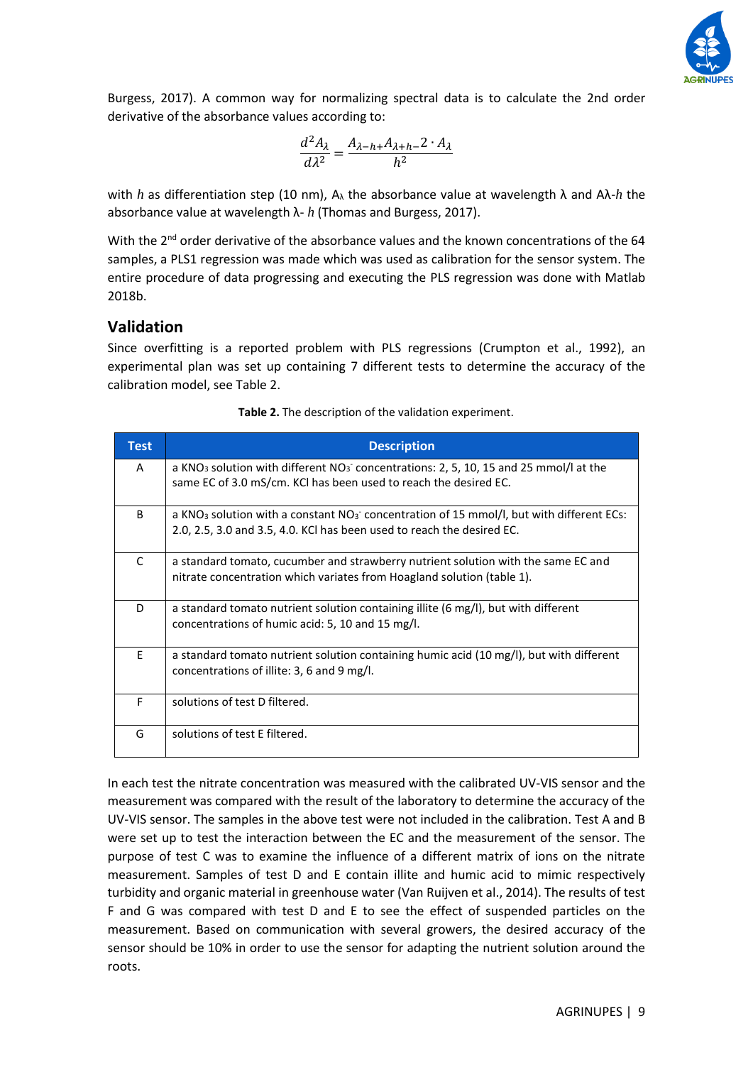Burgess, 2017). A common way for normalizing spectral data is to calculate the 2nd order derivative of the absorbance values according to:

$$\frac{d^2 A_\lambda}{d\lambda^2} = \frac{A_{\lambda-h+}A_{\lambda+h-}2 \cdot A_\lambda}{h^2}$$

with $h$ as differentiation step (10 nm), $A_\lambda$ the absorbance value at wavelength λ and $A\lambda$-$h$ the absorbance value at wavelength λ- $h$ (Thomas and Burgess, 2017).

With the 2nd order derivative of the absorbance values and the known concentrations of the 64 samples, a PLS1 regression was made which was used as calibration for the sensor system. The entire procedure of data progressing and executing the PLS regression was done with Matlab 2018b.

## Validation

Since overfitting is a reported problem with PLS regressions (Crumpton et al., 1992), an experimental plan was set up containing 7 different tests to determine the accuracy of the calibration model, see Table 2.

**Table 2.** The description of the validation experiment.

| Test | Description |
|---|---|
| A | a $KNO_3$ solution with different $NO_3^-$ concentrations: 2, 5, 10, 15 and 25 mmol/l at the same EC of 3.0 mS/cm. KCl has been used to reach the desired EC. |
| B | a $KNO_3$ solution with a constant $NO_3^-$ concentration of 15 mmol/l, but with different ECs: 2.0, 2.5, 3.0 and 3.5, 4.0. KCl has been used to reach the desired EC. |
| C | a standard tomato, cucumber and strawberry nutrient solution with the same EC and nitrate concentration which variates from Hoagland solution (table 1). |
| D | a standard tomato nutrient solution containing illite (6 mg/l), but with different concentrations of humic acid: 5, 10 and 15 mg/l. |
| E | a standard tomato nutrient solution containing humic acid (10 mg/l), but with different concentrations of illite: 3, 6 and 9 mg/l. |
| F | solutions of test D filtered. |
| G | solutions of test E filtered. |

In each test the nitrate concentration was measured with the calibrated UV-VIS sensor and the measurement was compared with the result of the laboratory to determine the accuracy of the UV-VIS sensor. The samples in the above test were not included in the calibration. Test A and B were set up to test the interaction between the EC and the measurement of the sensor. The purpose of test C was to examine the influence of a different matrix of ions on the nitrate measurement. Samples of test D and E contain illite and humic acid to mimic respectively turbidity and organic material in greenhouse water (Van Ruijven et al., 2014). The results of test F and G was compared with test D and E to see the effect of suspended particles on the measurement. Based on communication with several growers, the desired accuracy of the sensor should be 10% in order to use the sensor for adapting the nutrient solution around the roots.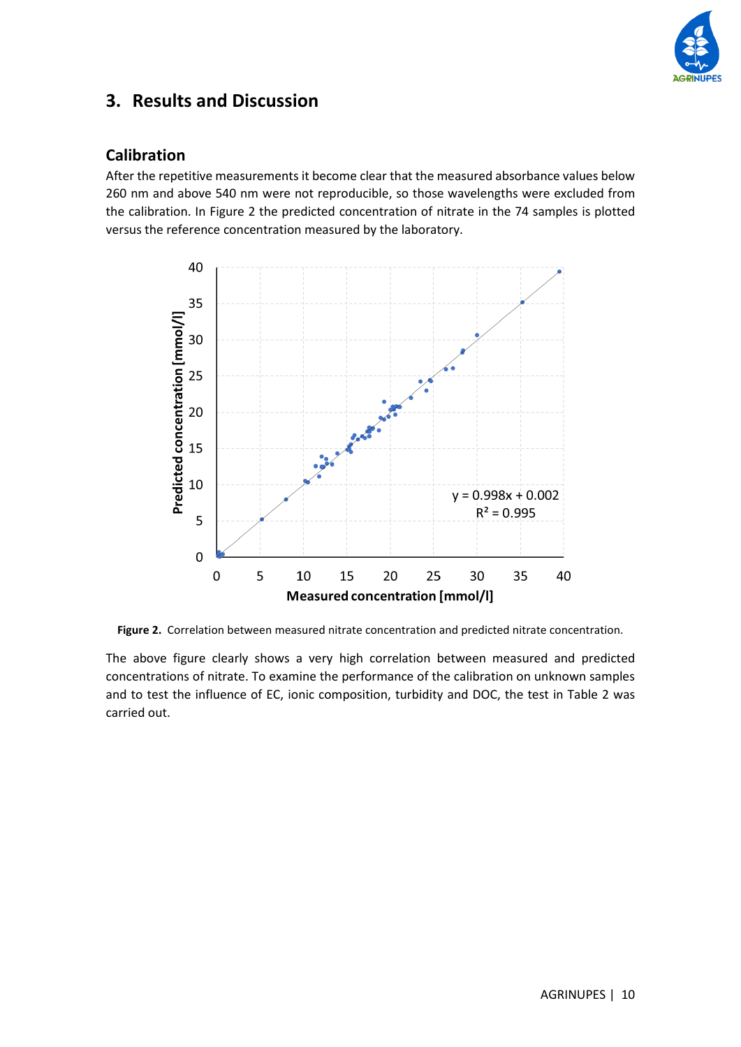## 3. Results and Discussion

### Calibration

After the repetitive measurements it become clear that the measured absorbance values below 260 nm and above 540 nm were not reproducible, so those wavelengths were excluded from the calibration. In Figure 2 the predicted concentration of nitrate in the 74 samples is plotted versus the reference concentration measured by the laboratory.

**Figure 2.** Correlation between measured nitrate concentration and predicted nitrate concentration.

The above figure clearly shows a very high correlation between measured and predicted concentrations of nitrate. To examine the performance of the calibration on unknown samples and to test the influence of EC, ionic composition, turbidity and DOC, the test in Table 2 was carried out.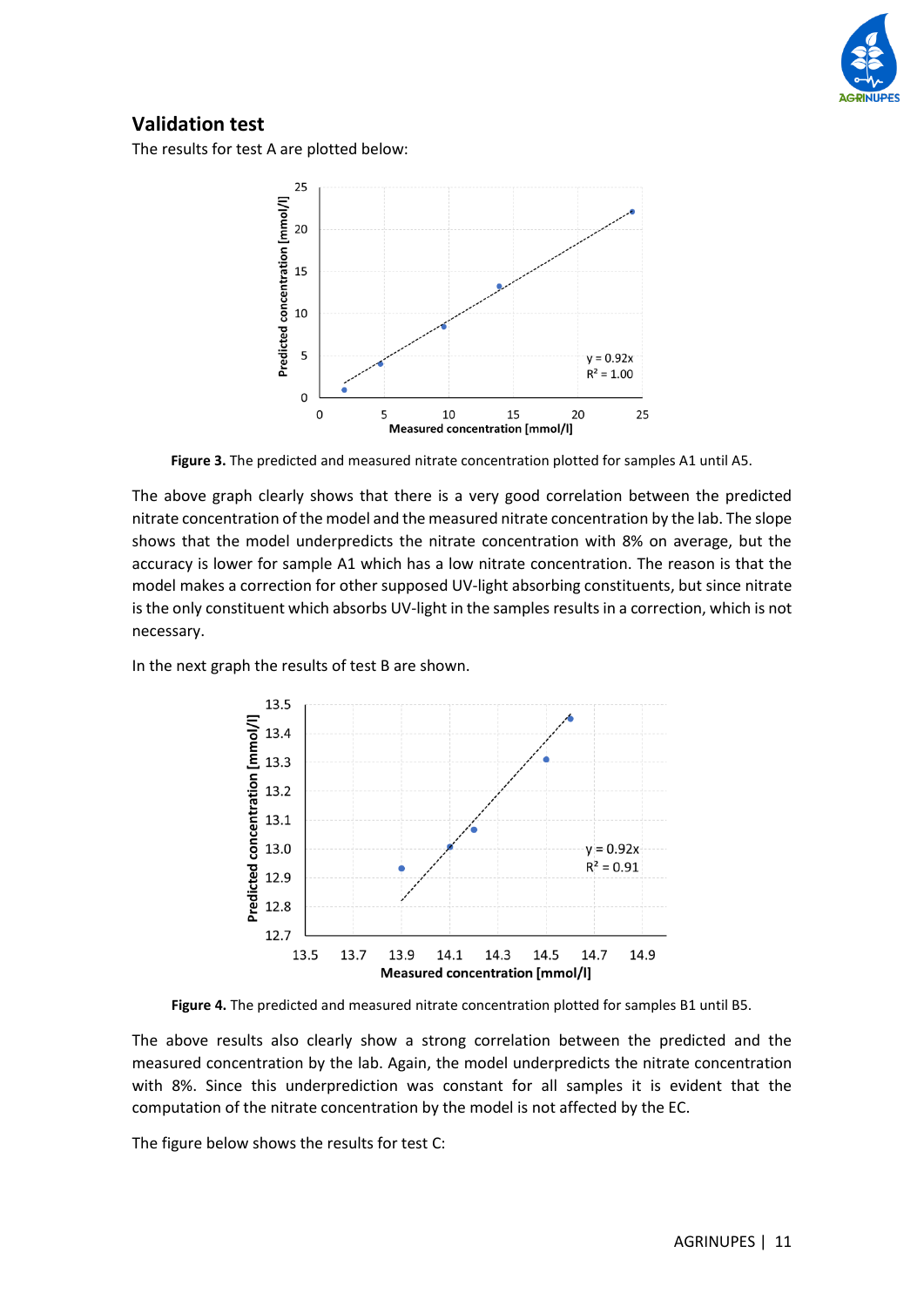## Validation test

The results for test A are plotted below:

**Figure 3.** The predicted and measured nitrate concentration plotted for samples A1 until A5.

The above graph clearly shows that there is a very good correlation between the predicted nitrate concentration of the model and the measured nitrate concentration by the lab. The slope shows that the model underpredicts the nitrate concentration with 8% on average, but the accuracy is lower for sample A1 which has a low nitrate concentration. The reason is that the model makes a correction for other supposed UV-light absorbing constituents, but since nitrate is the only constituent which absorbs UV-light in the samples results in a correction, which is not necessary.

In the next graph the results of test B are shown.

**Figure 4.** The predicted and measured nitrate concentration plotted for samples B1 until B5.

The above results also clearly show a strong correlation between the predicted and the measured concentration by the lab. Again, the model underpredicts the nitrate concentration with 8%. Since this underprediction was constant for all samples it is evident that the computation of the nitrate concentration by the model is not affected by the EC.

The figure below shows the results for test C: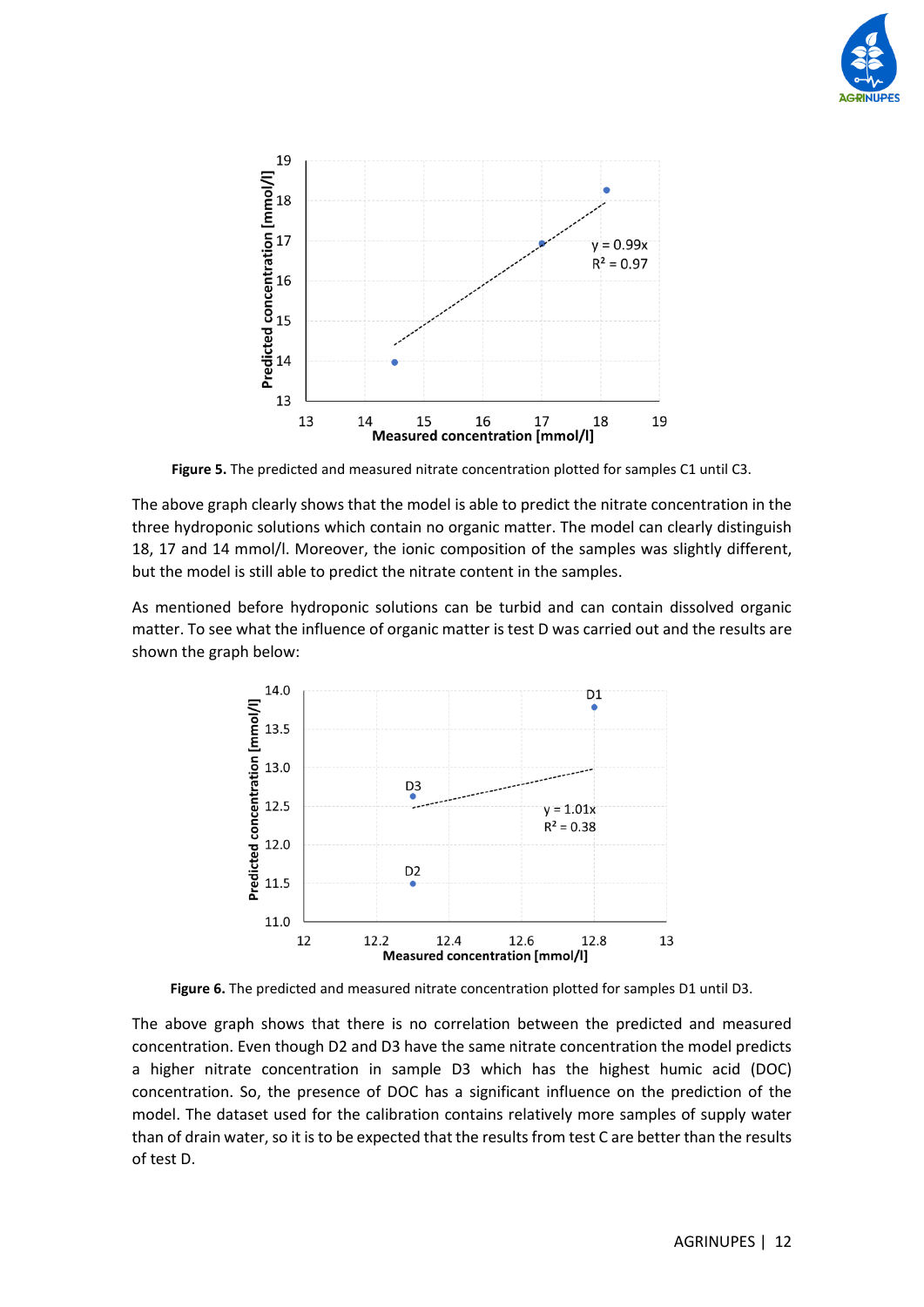**Figure 5.** The predicted and measured nitrate concentration plotted for samples C1 until C3.

The above graph clearly shows that the model is able to predict the nitrate concentration in the three hydroponic solutions which contain no organic matter. The model can clearly distinguish 18, 17 and 14 mmol/l. Moreover, the ionic composition of the samples was slightly different, but the model is still able to predict the nitrate content in the samples.

As mentioned before hydroponic solutions can be turbid and can contain dissolved organic matter. To see what the influence of organic matter is test D was carried out and the results are shown the graph below:

**Figure 6.** The predicted and measured nitrate concentration plotted for samples D1 until D3.

The above graph shows that there is no correlation between the predicted and measured concentration. Even though D2 and D3 have the same nitrate concentration the model predicts a higher nitrate concentration in sample D3 which has the highest humic acid (DOC) concentration. So, the presence of DOC has a significant influence on the prediction of the model. The dataset used for the calibration contains relatively more samples of supply water than of drain water, so it is to be expected that the results from test C are better than the results of test D.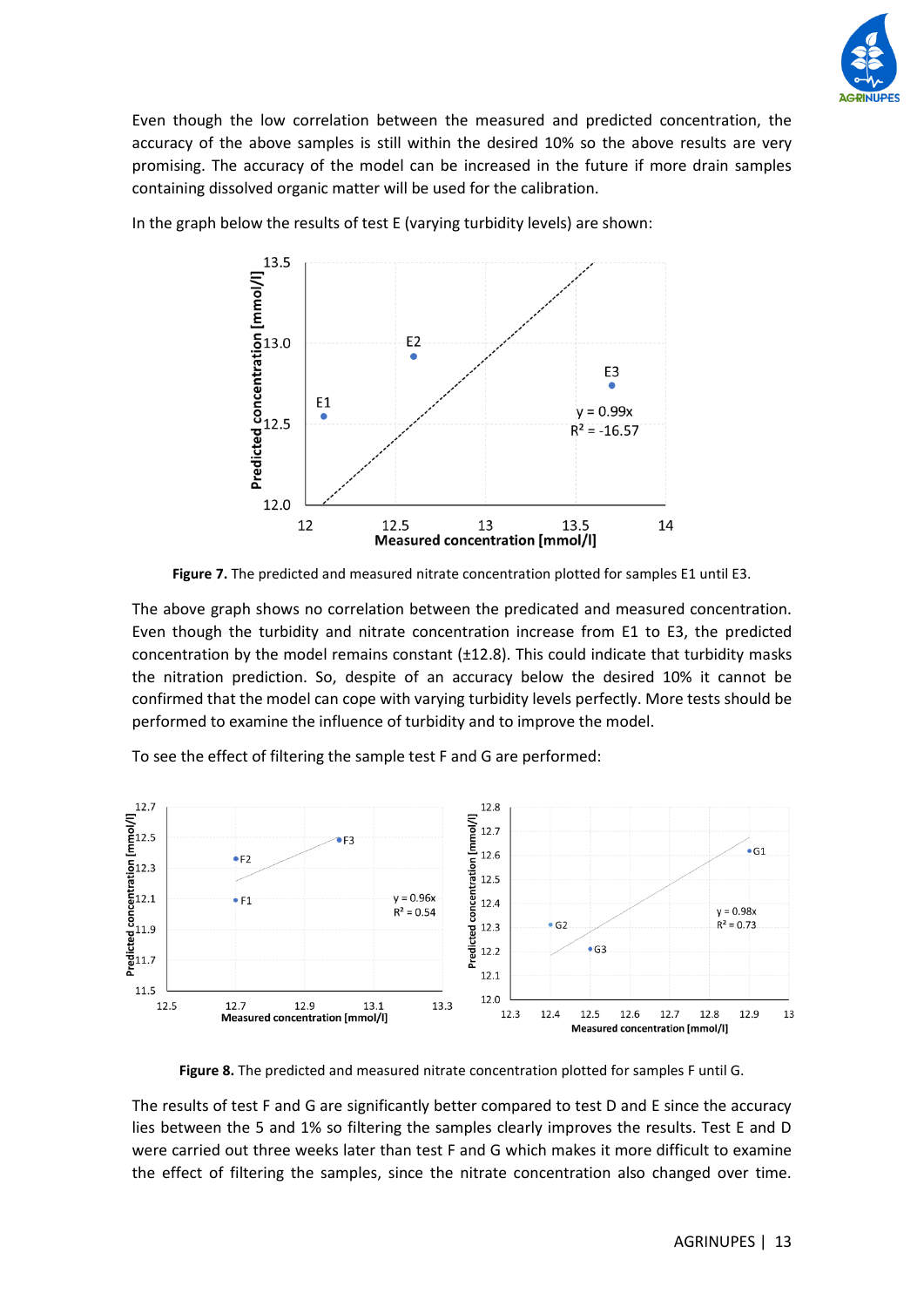Even though the low correlation between the measured and predicted concentration, the accuracy of the above samples is still within the desired 10% so the above results are very promising. The accuracy of the model can be increased in the future if more drain samples containing dissolved organic matter will be used for the calibration.

In the graph below the results of test E (varying turbidity levels) are shown:

**Figure 7.** The predicted and measured nitrate concentration plotted for samples E1 until E3.

The above graph shows no correlation between the predicated and measured concentration. Even though the turbidity and nitrate concentration increase from E1 to E3, the predicted concentration by the model remains constant (±12.8). This could indicate that turbidity masks the nitration prediction. So, despite of an accuracy below the desired 10% it cannot be confirmed that the model can cope with varying turbidity levels perfectly. More tests should be performed to examine the influence of turbidity and to improve the model.

To see the effect of filtering the sample test F and G are performed:

**Figure 8.** The predicted and measured nitrate concentration plotted for samples F until G.

The results of test F and G are significantly better compared to test D and E since the accuracy lies between the 5 and 1% so filtering the samples clearly improves the results. Test E and D were carried out three weeks later than test F and G which makes it more difficult to examine the effect of filtering the samples, since the nitrate concentration also changed over time.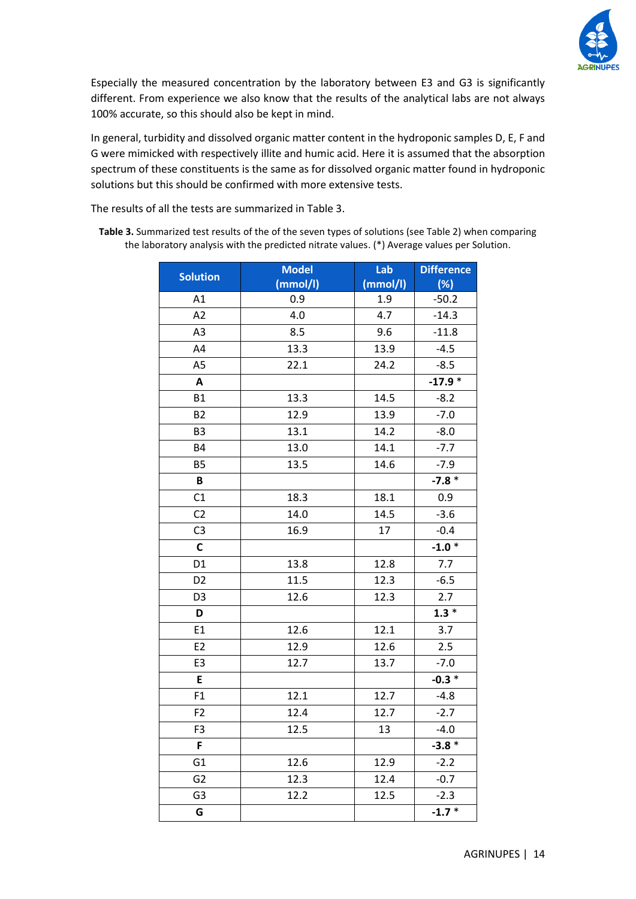Especially the measured concentration by the laboratory between E3 and G3 is significantly different. From experience we also know that the results of the analytical labs are not always 100% accurate, so this should also be kept in mind.

In general, turbidity and dissolved organic matter content in the hydroponic samples D, E, F and G were mimicked with respectively illite and humic acid. Here it is assumed that the absorption spectrum of these constituents is the same as for dissolved organic matter found in hydroponic solutions but this should be confirmed with more extensive tests.

The results of all the tests are summarized in Table 3.

**Table 3.** Summarized test results of the of the seven types of solutions (see Table 2) when comparing the laboratory analysis with the predicted nitrate values. (*) Average values per Solution.

| Solution | Model (mmol/l) | Lab (mmol/l) | Difference (%) |
|---|---|---|---|
| A1 | 0.9 | 1.9 | -50.2 |
| A2 | 4.0 | 4.7 | -14.3 |
| A3 | 8.5 | 9.6 | -11.8 |
| A4 | 13.3 | 13.9 | -4.5 |
| A5 | 22.1 | 24.2 | -8.5 |
| **A** | | | **-17.9** * |
| B1 | 13.3 | 14.5 | -8.2 |
| B2 | 12.9 | 13.9 | -7.0 |
| B3 | 13.1 | 14.2 | -8.0 |
| B4 | 13.0 | 14.1 | -7.7 |
| B5 | 13.5 | 14.6 | -7.9 |
| **B** | | | **-7.8** * |
| C1 | 18.3 | 18.1 | 0.9 |
| C2 | 14.0 | 14.5 | -3.6 |
| C3 | 16.9 | 17 | -0.4 |
| **C** | | | **-1.0** * |
| D1 | 13.8 | 12.8 | 7.7 |
| D2 | 11.5 | 12.3 | -6.5 |
| D3 | 12.6 | 12.3 | 2.7 |
| **D** | | | **1.3** * |
| E1 | 12.6 | 12.1 | 3.7 |
| E2 | 12.9 | 12.6 | 2.5 |
| E3 | 12.7 | 13.7 | -7.0 |
| **E** | | | **-0.3** * |
| F1 | 12.1 | 12.7 | -4.8 |
| F2 | 12.4 | 12.7 | -2.7 |
| F3 | 12.5 | 13 | -4.0 |
| **F** | | | **-3.8** * |
| G1 | 12.6 | 12.9 | -2.2 |
| G2 | 12.3 | 12.4 | -0.7 |
| G3 | 12.2 | 12.5 | -2.3 |
| **G** | | | **-1.7** * |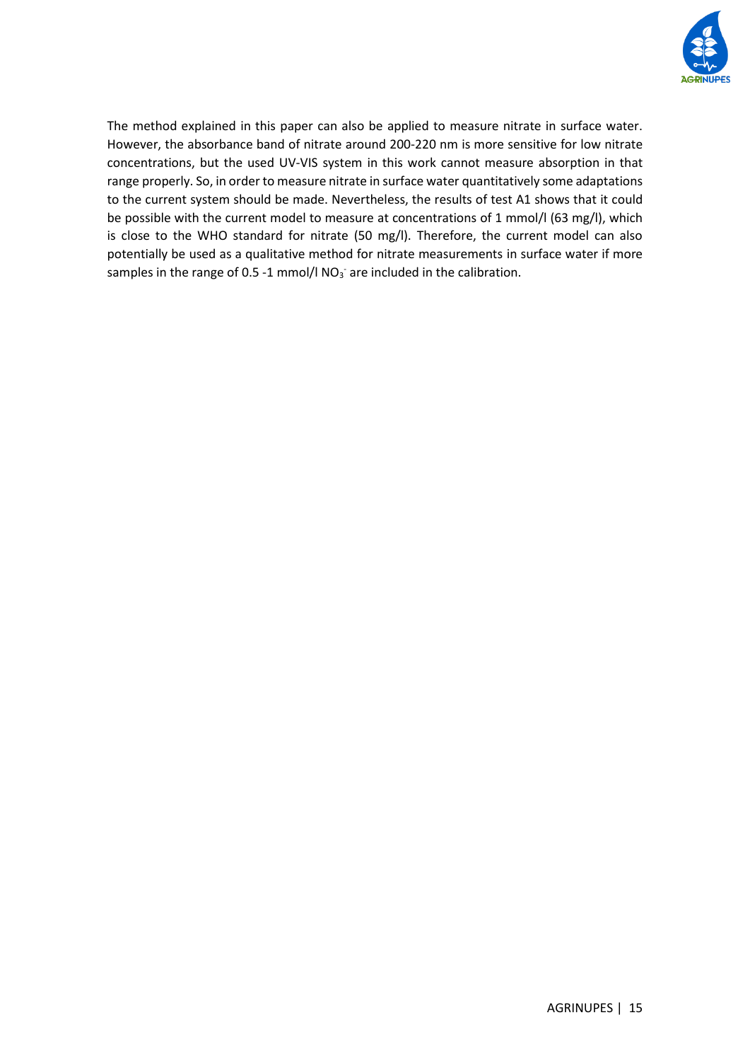The method explained in this paper can also be applied to measure nitrate in surface water. However, the absorbance band of nitrate around 200-220 nm is more sensitive for low nitrate concentrations, but the used UV-VIS system in this work cannot measure absorption in that range properly. So, in order to measure nitrate in surface water quantitatively some adaptations to the current system should be made. Nevertheless, the results of test A1 shows that it could be possible with the current model to measure at concentrations of 1 mmol/l (63 mg/l), which is close to the WHO standard for nitrate (50 mg/l). Therefore, the current model can also potentially be used as a qualitative method for nitrate measurements in surface water if more samples in the range of 0.5 -1 mmol/l $NO_3^-$ are included in the calibration.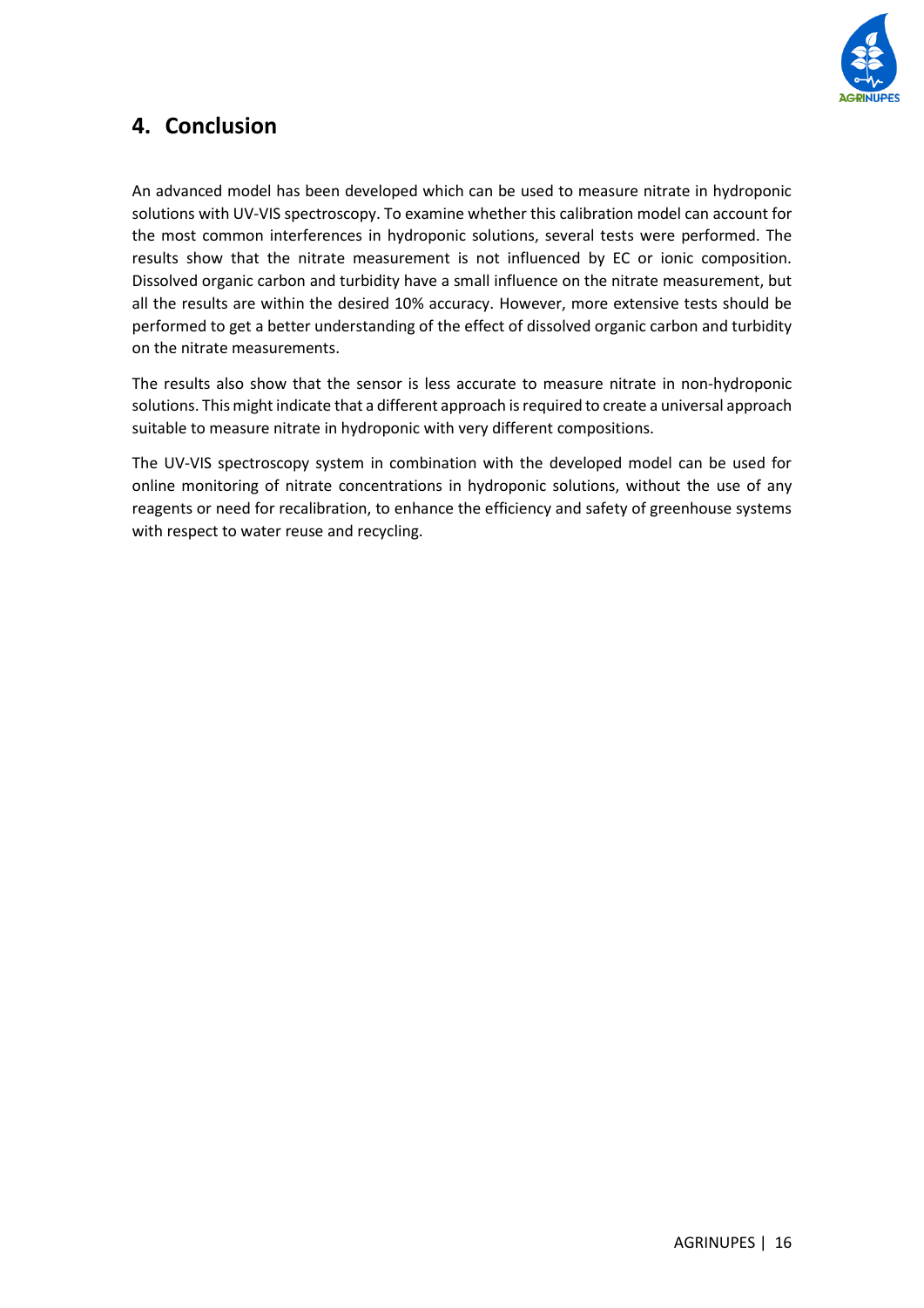## 4. Conclusion

An advanced model has been developed which can be used to measure nitrate in hydroponic solutions with UV-VIS spectroscopy. To examine whether this calibration model can account for the most common interferences in hydroponic solutions, several tests were performed. The results show that the nitrate measurement is not influenced by EC or ionic composition. Dissolved organic carbon and turbidity have a small influence on the nitrate measurement, but all the results are within the desired 10% accuracy. However, more extensive tests should be performed to get a better understanding of the effect of dissolved organic carbon and turbidity on the nitrate measurements.

The results also show that the sensor is less accurate to measure nitrate in non-hydroponic solutions. This might indicate that a different approach is required to create a universal approach suitable to measure nitrate in hydroponic with very different compositions.

The UV-VIS spectroscopy system in combination with the developed model can be used for online monitoring of nitrate concentrations in hydroponic solutions, without the use of any reagents or need for recalibration, to enhance the efficiency and safety of greenhouse systems with respect to water reuse and recycling.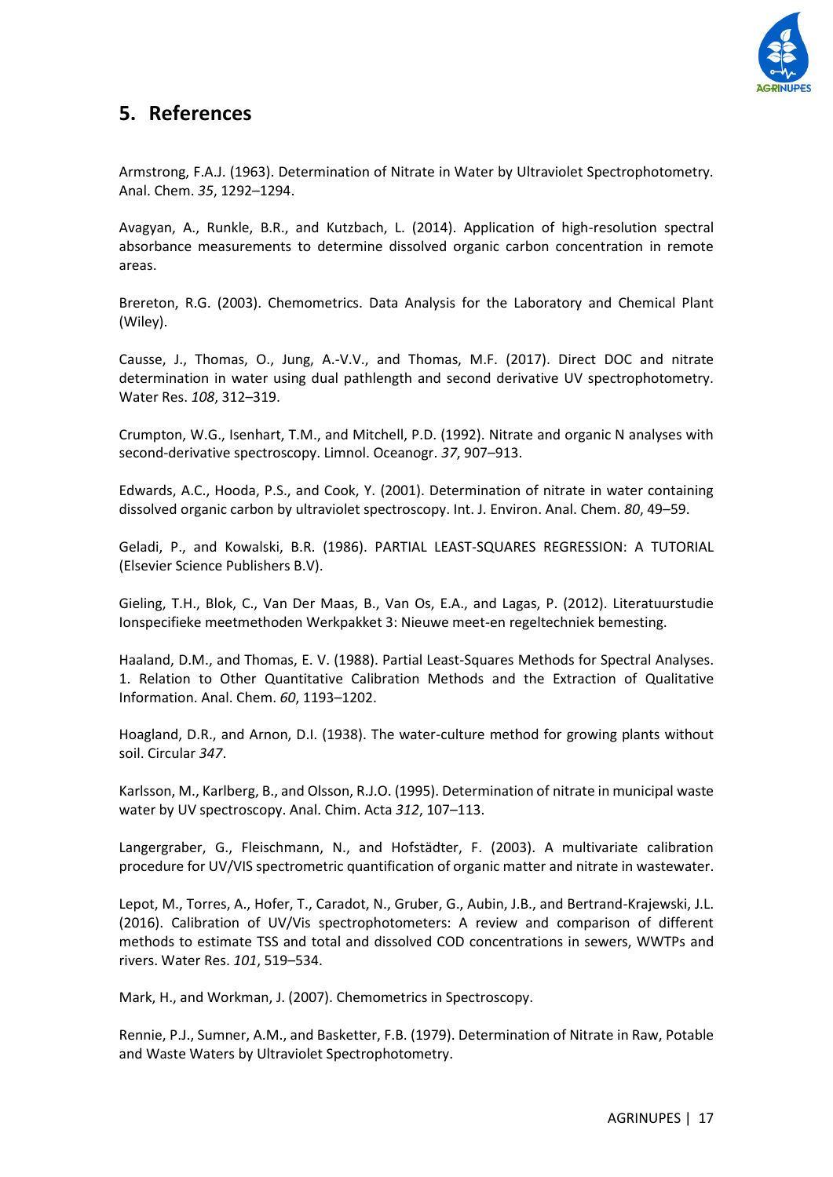## 5. References

Armstrong, F.A.J. (1963). Determination of Nitrate in Water by Ultraviolet Spectrophotometry. Anal. Chem. *35*, 1292–1294.

Avagyan, A., Runkle, B.R., and Kutzbach, L. (2014). Application of high-resolution spectral absorbance measurements to determine dissolved organic carbon concentration in remote areas.

Brereton, R.G. (2003). Chemometrics. Data Analysis for the Laboratory and Chemical Plant (Wiley).

Causse, J., Thomas, O., Jung, A.-V.V., and Thomas, M.F. (2017). Direct DOC and nitrate determination in water using dual pathlength and second derivative UV spectrophotometry. Water Res. *108*, 312–319.

Crumpton, W.G., Isenhart, T.M., and Mitchell, P.D. (1992). Nitrate and organic N analyses with second-derivative spectroscopy. Limnol. Oceanogr. *37*, 907–913.

Edwards, A.C., Hooda, P.S., and Cook, Y. (2001). Determination of nitrate in water containing dissolved organic carbon by ultraviolet spectroscopy. Int. J. Environ. Anal. Chem. *80*, 49–59.

Geladi, P., and Kowalski, B.R. (1986). PARTIAL LEAST-SQUARES REGRESSION: A TUTORIAL (Elsevier Science Publishers B.V).

Gieling, T.H., Blok, C., Van Der Maas, B., Van Os, E.A., and Lagas, P. (2012). Literatuurstudie Ionspecifieke meetmethoden Werkpakket 3: Nieuwe meet-en regeltechniek bemesting.

Haaland, D.M., and Thomas, E. V. (1988). Partial Least-Squares Methods for Spectral Analyses. 1. Relation to Other Quantitative Calibration Methods and the Extraction of Qualitative Information. Anal. Chem. *60*, 1193–1202.

Hoagland, D.R., and Arnon, D.I. (1938). The water-culture method for growing plants without soil. Circular *347*.

Karlsson, M., Karlberg, B., and Olsson, R.J.O. (1995). Determination of nitrate in municipal waste water by UV spectroscopy. Anal. Chim. Acta *312*, 107–113.

Langergraber, G., Fleischmann, N., and Hofstädter, F. (2003). A multivariate calibration procedure for UV/VIS spectrometric quantification of organic matter and nitrate in wastewater.

Lepot, M., Torres, A., Hofer, T., Caradot, N., Gruber, G., Aubin, J.B., and Bertrand-Krajewski, J.L. (2016). Calibration of UV/Vis spectrophotometers: A review and comparison of different methods to estimate TSS and total and dissolved COD concentrations in sewers, WWTPs and rivers. Water Res. *101*, 519–534.

Mark, H., and Workman, J. (2007). Chemometrics in Spectroscopy.

Rennie, P.J., Sumner, A.M., and Basketter, F.B. (1979). Determination of Nitrate in Raw, Potable and Waste Waters by Ultraviolet Spectrophotometry.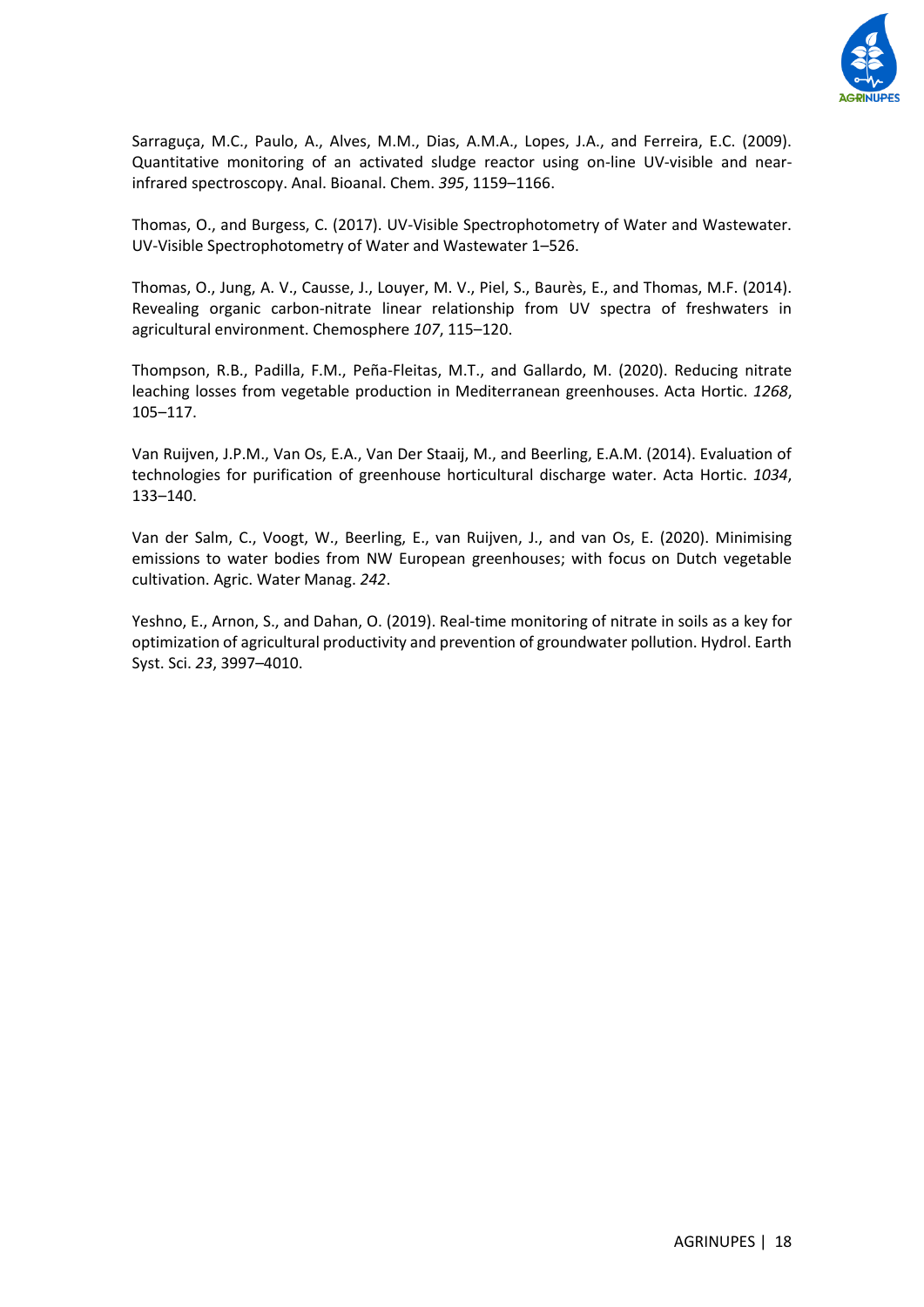Sarraguça, M.C., Paulo, A., Alves, M.M., Dias, A.M.A., Lopes, J.A., and Ferreira, E.C. (2009). Quantitative monitoring of an activated sludge reactor using on-line UV-visible and near-infrared spectroscopy. Anal. Bioanal. Chem. *395*, 1159–1166.

Thomas, O., and Burgess, C. (2017). UV-Visible Spectrophotometry of Water and Wastewater. UV-Visible Spectrophotometry of Water and Wastewater 1–526.

Thomas, O., Jung, A. V., Causse, J., Louyer, M. V., Piel, S., Baurès, E., and Thomas, M.F. (2014). Revealing organic carbon-nitrate linear relationship from UV spectra of freshwaters in agricultural environment. Chemosphere *107*, 115–120.

Thompson, R.B., Padilla, F.M., Peña-Fleitas, M.T., and Gallardo, M. (2020). Reducing nitrate leaching losses from vegetable production in Mediterranean greenhouses. Acta Hortic. *1268*, 105–117.

Van Ruijven, J.P.M., Van Os, E.A., Van Der Staaij, M., and Beerling, E.A.M. (2014). Evaluation of technologies for purification of greenhouse horticultural discharge water. Acta Hortic. *1034*, 133–140.

Van der Salm, C., Voogt, W., Beerling, E., van Ruijven, J., and van Os, E. (2020). Minimising emissions to water bodies from NW European greenhouses; with focus on Dutch vegetable cultivation. Agric. Water Manag. *242*.

Yeshno, E., Arnon, S., and Dahan, O. (2019). Real-time monitoring of nitrate in soils as a key for optimization of agricultural productivity and prevention of groundwater pollution. Hydrol. Earth Syst. Sci. *23*, 3997–4010.